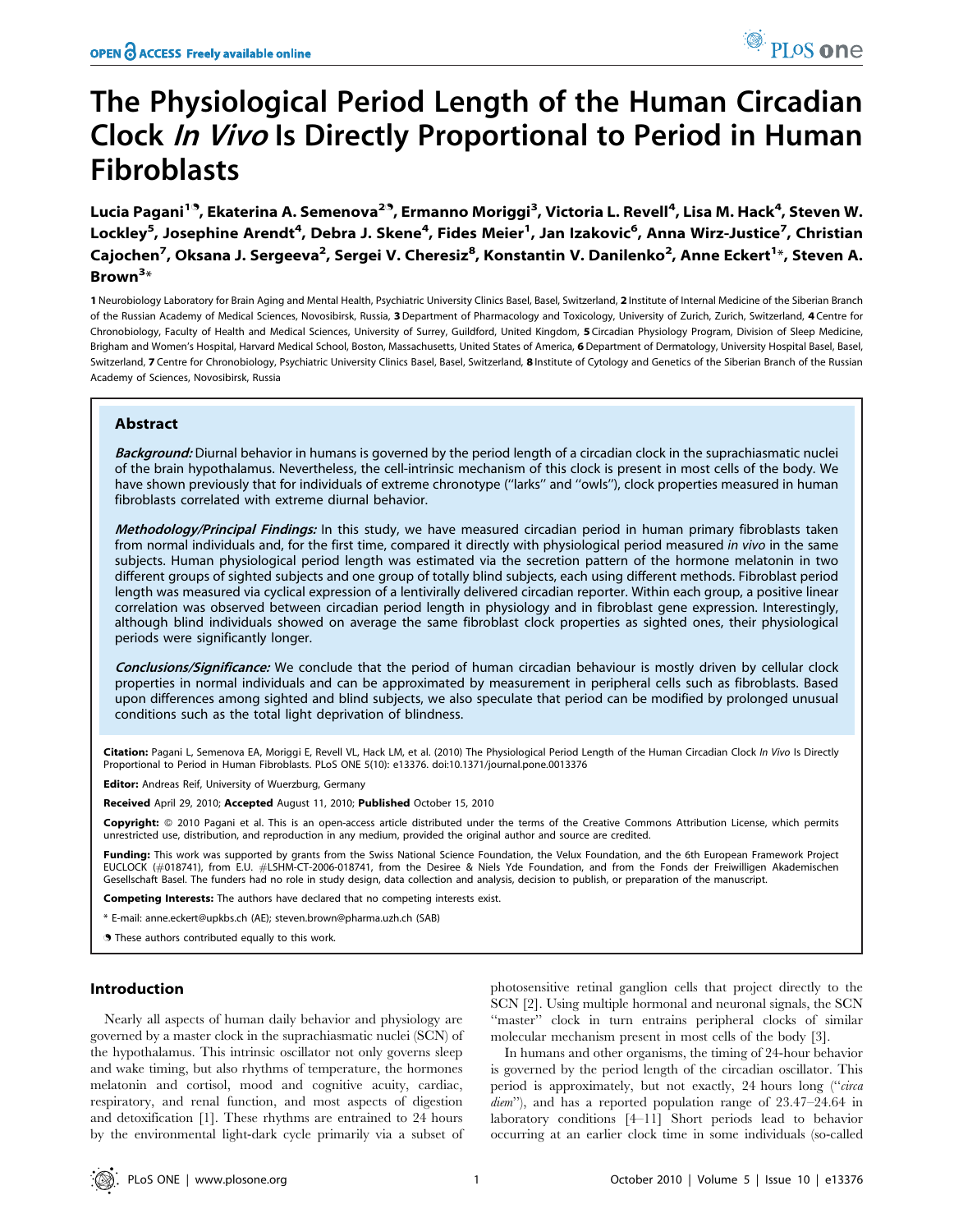# The Physiological Period Length of the Human Circadian Clock *In Vivo* Is Directly Proportional to Period in Human Fibroblasts

**Lucia Pagani[1]¶, Ekaterina A. Semenova[2]¶, Ermanno Moriggi[3], Victoria L. Revell[4], Lisa M. Hack[4], Steven W. Lockley[5], Josephine Arendt[4], Debra J. Skene[4], Fides Meier[1], Jan Izakovic[6], Anna Wirz-Justice[7], Christian Cajochen[7], Oksana J. Sergeeva[2], Sergei V. Cheresiz[8], Konstantin V. Danilenko[2], Anne Eckert[1]*, Steven A. Brown[3]***

1 Neurobiology Laboratory for Brain Aging and Mental Health, Psychiatric University Clinics Basel, Basel, Switzerland, 2 Institute of Internal Medicine of the Siberian Branch of the Russian Academy of Medical Sciences, Novosibirsk, Russia, 3 Department of Pharmacology and Toxicology, University of Zurich, Zurich, Switzerland, 4 Centre for Chronobiology, Faculty of Health and Medical Sciences, University of Surrey, Guildford, United Kingdom, 5 Circadian Physiology Program, Division of Sleep Medicine, Brigham and Women's Hospital, Harvard Medical School, Boston, Massachusetts, United States of America, 6 Department of Dermatology, University Hospital Basel, Basel, Switzerland, 7 Centre for Chronobiology, Psychiatric University Clinics Basel, Basel, Switzerland, 8 Institute of Cytology and Genetics of the Siberian Branch of the Russian Academy of Sciences, Novosibirsk, Russia

## Abstract

***Background:*** Diurnal behavior in humans is governed by the period length of a circadian clock in the suprachiasmatic nuclei of the brain hypothalamus. Nevertheless, the cell-intrinsic mechanism of this clock is present in most cells of the body. We have shown previously that for individuals of extreme chronotype (''larks'' and ''owls''), clock properties measured in human fibroblasts correlated with extreme diurnal behavior.

***Methodology/Principal Findings:*** In this study, we have measured circadian period in human primary fibroblasts taken from normal individuals and, for the first time, compared it directly with physiological period measured *in vivo* in the same subjects. Human physiological period length was estimated via the secretion pattern of the hormone melatonin in two different groups of sighted subjects and one group of totally blind subjects, each using different methods. Fibroblast period length was measured via cyclical expression of a lentivirally delivered circadian reporter. Within each group, a positive linear correlation was observed between circadian period length in physiology and in fibroblast gene expression. Interestingly, although blind individuals showed on average the same fibroblast clock properties as sighted ones, their physiological periods were significantly longer.

***Conclusions/Significance:*** We conclude that the period of human circadian behaviour is mostly driven by cellular clock properties in normal individuals and can be approximated by measurement in peripheral cells such as fibroblasts. Based upon differences among sighted and blind subjects, we also speculate that period can be modified by prolonged unusual conditions such as the total light deprivation of blindness.

**Citation:** Pagani L, Semenova EA, Moriggi E, Revell VL, Hack LM, et al. (2010) The Physiological Period Length of the Human Circadian Clock *In Vivo* Is Directly Proportional to Period in Human Fibroblasts. PLoS ONE 5(10): e13376. doi:10.1371/journal.pone.0013376

**Editor:** Andreas Reif, University of Wuerzburg, Germany

**Received** April 29, 2010; **Accepted** August 11, 2010; **Published** October 15, 2010

**Copyright:** © 2010 Pagani et al. This is an open-access article distributed under the terms of the Creative Commons Attribution License, which permits unrestricted use, distribution, and reproduction in any medium, provided the original author and source are credited.

**Funding:** This work was supported by grants from the Swiss National Science Foundation, the Velux Foundation, and the 6th European Framework Project EUCLOCK (#018741), from E.U. #LSHM-CT-2006-018741, from the Desiree & Niels Yde Foundation, and from the Fonds der Freiwilligen Akademischen Gesellschaft Basel. The funders had no role in study design, data collection and analysis, decision to publish, or preparation of the manuscript.

**Competing Interests:** The authors have declared that no competing interests exist.

\* E-mail: anne.eckert@upkbs.ch (AE); steven.brown@pharma.uzh.ch (SAB)

¶ These authors contributed equally to this work.

## Introduction

Nearly all aspects of human daily behavior and physiology are governed by a master clock in the suprachiasmatic nuclei (SCN) of the hypothalamus. This intrinsic oscillator not only governs sleep and wake timing, but also rhythms of temperature, the hormones melatonin and cortisol, mood and cognitive acuity, cardiac, respiratory, and renal function, and most aspects of digestion and detoxification [1]. These rhythms are entrained to 24 hours by the environmental light-dark cycle primarily via a subset of photosensitive retinal ganglion cells that project directly to the SCN [2]. Using multiple hormonal and neuronal signals, the SCN ''master'' clock in turn entrains peripheral clocks of similar molecular mechanism present in most cells of the body [3].

In humans and other organisms, the timing of 24-hour behavior is governed by the period length of the circadian oscillator. This period is approximately, but not exactly, 24 hours long (''*circa diem*''), and has a reported population range of 23.47–24.64 in laboratory conditions [4–11] Short periods lead to behavior occurring at an earlier clock time in some individuals (so-called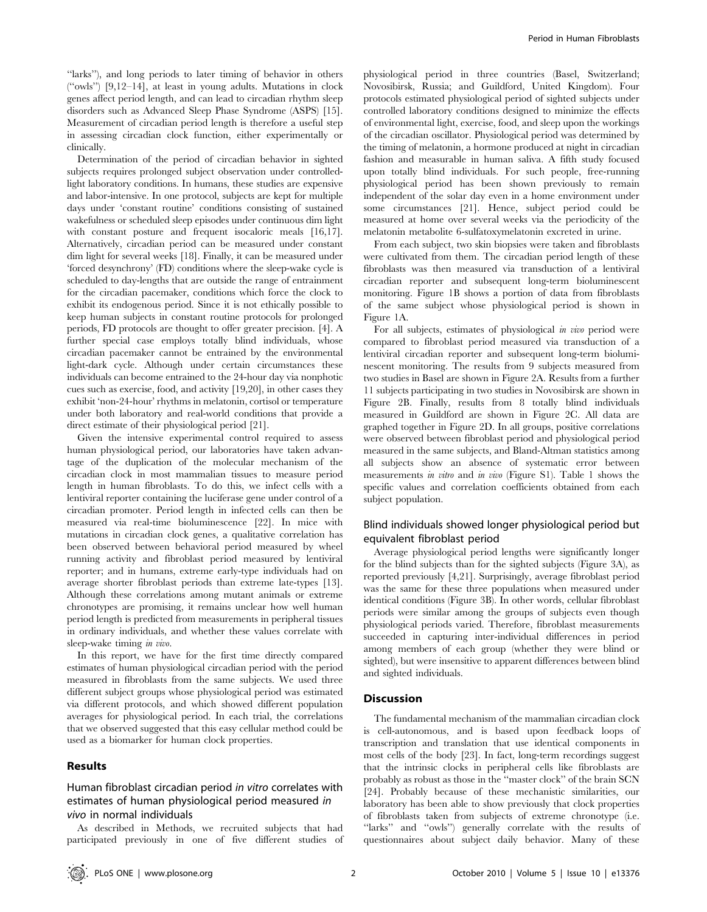"larks"), and long periods to later timing of behavior in others ("owls") [9,12–14], at least in young adults. Mutations in clock genes affect period length, and can lead to circadian rhythm sleep disorders such as Advanced Sleep Phase Syndrome (ASPS) [15]. Measurement of circadian period length is therefore a useful step in assessing circadian clock function, either experimentally or clinically.

Determination of the period of circadian behavior in sighted subjects requires prolonged subject observation under controlled-light laboratory conditions. In humans, these studies are expensive and labor-intensive. In one protocol, subjects are kept for multiple days under 'constant routine' conditions consisting of sustained wakefulness or scheduled sleep episodes under continuous dim light with constant posture and frequent isocaloric meals [16,17]. Alternatively, circadian period can be measured under constant dim light for several weeks [18]. Finally, it can be measured under 'forced desynchrony' (FD) conditions where the sleep-wake cycle is scheduled to day-lengths that are outside the range of entrainment for the circadian pacemaker, conditions which force the clock to exhibit its endogenous period. Since it is not ethically possible to keep human subjects in constant routine protocols for prolonged periods, FD protocols are thought to offer greater precision. [4]. A further special case employs totally blind individuals, whose circadian pacemaker cannot be entrained by the environmental light-dark cycle. Although under certain circumstances these individuals can become entrained to the 24-hour day via nonphotic cues such as exercise, food, and activity [19,20], in other cases they exhibit 'non-24-hour' rhythms in melatonin, cortisol or temperature under both laboratory and real-world conditions that provide a direct estimate of their physiological period [21].

Given the intensive experimental control required to assess human physiological period, our laboratories have taken advantage of the duplication of the molecular mechanism of the circadian clock in most mammalian tissues to measure period length in human fibroblasts. To do this, we infect cells with a lentiviral reporter containing the luciferase gene under control of a circadian promoter. Period length in infected cells can then be measured via real-time bioluminescence [22]. In mice with mutations in circadian clock genes, a qualitative correlation has been observed between behavioral period measured by wheel running activity and fibroblast period measured by lentiviral reporter; and in humans, extreme early-type individuals had on average shorter fibroblast periods than extreme late-types [13]. Although these correlations among mutant animals or extreme chronotypes are promising, it remains unclear how well human period length is predicted from measurements in peripheral tissues in ordinary individuals, and whether these values correlate with sleep-wake timing *in vivo*.

In this report, we have for the first time directly compared estimates of human physiological circadian period with the period measured in fibroblasts from the same subjects. We used three different subject groups whose physiological period was estimated via different protocols, and which showed different population averages for physiological period. In each trial, the correlations that we observed suggested that this easy cellular method could be used as a biomarker for human clock properties.

## Results

### Human fibroblast circadian period *in vitro* correlates with estimates of human physiological period measured *in vivo* in normal individuals

As described in Methods, we recruited subjects that had participated previously in one of five different studies of physiological period in three countries (Basel, Switzerland; Novosibirsk, Russia; and Guildford, United Kingdom). Four protocols estimated physiological period of sighted subjects under controlled laboratory conditions designed to minimize the effects of environmental light, exercise, food, and sleep upon the workings of the circadian oscillator. Physiological period was determined by the timing of melatonin, a hormone produced at night in circadian fashion and measurable in human saliva. A fifth study focused upon totally blind individuals. For such people, free-running physiological period has been shown previously to remain independent of the solar day even in a home environment under some circumstances [21]. Hence, subject period could be measured at home over several weeks via the periodicity of the melatonin metabolite 6-sulfatoxymelatonin excreted in urine.

From each subject, two skin biopsies were taken and fibroblasts were cultivated from them. The circadian period length of these fibroblasts was then measured via transduction of a lentiviral circadian reporter and subsequent long-term bioluminescent monitoring. Figure 1B shows a portion of data from fibroblasts of the same subject whose physiological period is shown in Figure 1A.

For all subjects, estimates of physiological *in vivo* period were compared to fibroblast period measured via transduction of a lentiviral circadian reporter and subsequent long-term bioluminescent monitoring. The results from 9 subjects measured from two studies in Basel are shown in Figure 2A. Results from a further 11 subjects participating in two studies in Novosibirsk are shown in Figure 2B. Finally, results from 8 totally blind individuals measured in Guildford are shown in Figure 2C. All data are graphed together in Figure 2D. In all groups, positive correlations were observed between fibroblast period and physiological period measured in the same subjects, and Bland-Altman statistics among all subjects show an absence of systematic error between measurements *in vitro* and *in vivo* (Figure S1). Table 1 shows the specific values and correlation coefficients obtained from each subject population.

### Blind individuals showed longer physiological period but equivalent fibroblast period

Average physiological period lengths were significantly longer for the blind subjects than for the sighted subjects (Figure 3A), as reported previously [4,21]. Surprisingly, average fibroblast period was the same for these three populations when measured under identical conditions (Figure 3B). In other words, cellular fibroblast periods were similar among the groups of subjects even though physiological periods varied. Therefore, fibroblast measurements succeeded in capturing inter-individual differences in period among members of each group (whether they were blind or sighted), but were insensitive to apparent differences between blind and sighted individuals.

## Discussion

The fundamental mechanism of the mammalian circadian clock is cell-autonomous, and is based upon feedback loops of transcription and translation that use identical components in most cells of the body [23]. In fact, long-term recordings suggest that the intrinsic clocks in peripheral cells like fibroblasts are probably as robust as those in the "master clock" of the brain SCN [24]. Probably because of these mechanistic similarities, our laboratory has been able to show previously that clock properties of fibroblasts taken from subjects of extreme chronotype (i.e. "larks" and "owls") generally correlate with the results of questionnaires about subject daily behavior. Many of these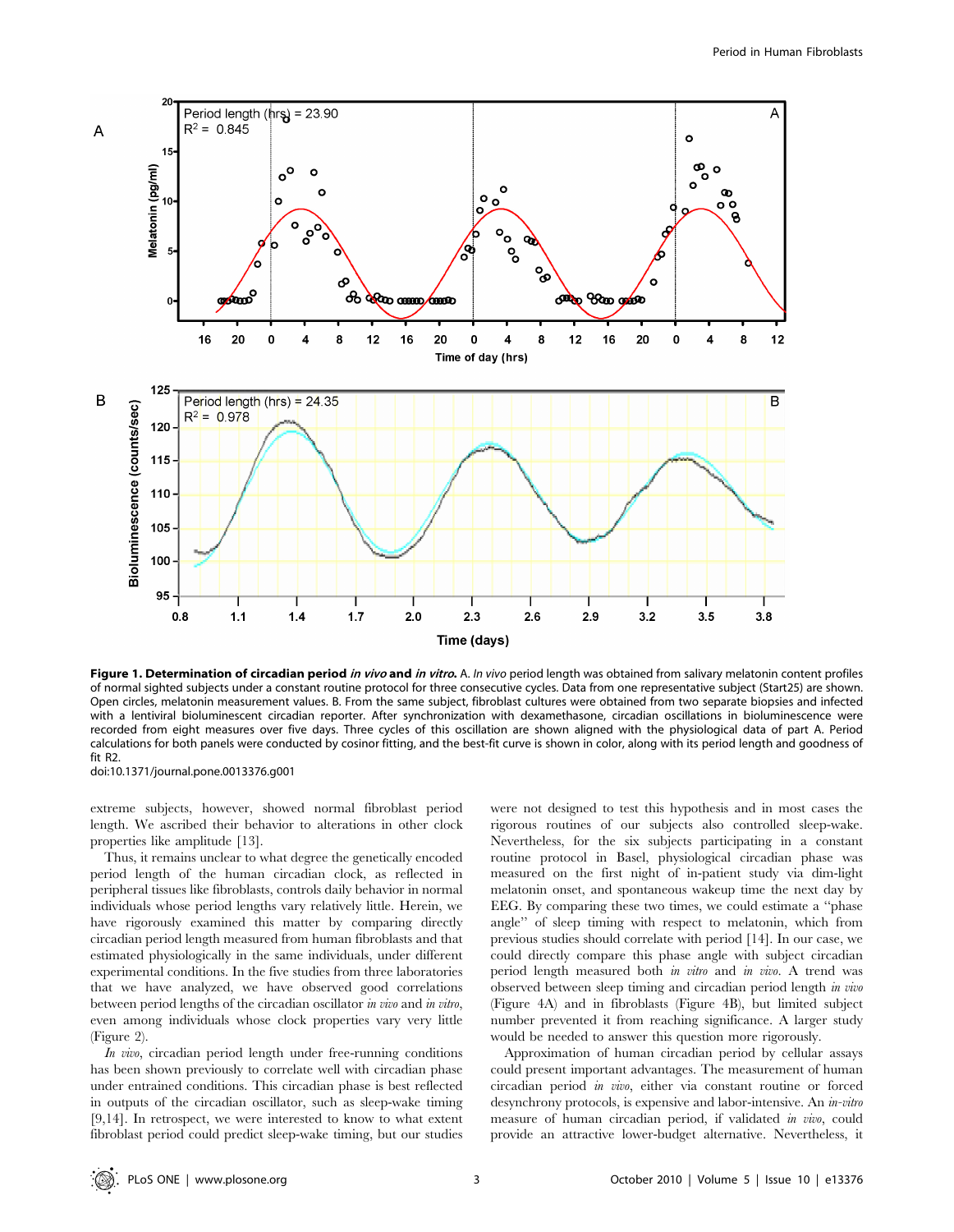**Figure 1. Determination of circadian period *in vivo* and *in vitro*.** A. *In vivo* period length was obtained from salivary melatonin content profiles of normal sighted subjects under a constant routine protocol for three consecutive cycles. Data from one representative subject (Start25) are shown. Open circles, melatonin measurement values. B. From the same subject, fibroblast cultures were obtained from two separate biopsies and infected with a lentiviral bioluminescent circadian reporter. After synchronization with dexamethasone, circadian oscillations in bioluminescence were recorded from eight measures over five days. Three cycles of this oscillation are shown aligned with the physiological data of part A. Period calculations for both panels were conducted by cosinor fitting, and the best-fit curve is shown in color, along with its period length and goodness of fit R2.
doi:10.1371/journal.pone.0013376.g001

extreme subjects, however, showed normal fibroblast period length. We ascribed their behavior to alterations in other clock properties like amplitude [13].

Thus, it remains unclear to what degree the genetically encoded period length of the human circadian clock, as reflected in peripheral tissues like fibroblasts, controls daily behavior in normal individuals whose period lengths vary relatively little. Herein, we have rigorously examined this matter by comparing directly circadian period length measured from human fibroblasts and that estimated physiologically in the same individuals, under different experimental conditions. In the five studies from three laboratories that we have analyzed, we have observed good correlations between period lengths of the circadian oscillator *in vivo* and *in vitro*, even among individuals whose clock properties vary very little (Figure 2).

*In vivo*, circadian period length under free-running conditions has been shown previously to correlate well with circadian phase under entrained conditions. This circadian phase is best reflected in outputs of the circadian oscillator, such as sleep-wake timing [9,14]. In retrospect, we were interested to know to what extent fibroblast period could predict sleep-wake timing, but our studies were not designed to test this hypothesis and in most cases the rigorous routines of our subjects also controlled sleep-wake. Nevertheless, for the six subjects participating in a constant routine protocol in Basel, physiological circadian phase was measured on the first night of in-patient study via dim-light melatonin onset, and spontaneous wakeup time the next day by EEG. By comparing these two times, we could estimate a "phase angle" of sleep timing with respect to melatonin, which from previous studies should correlate with period [14]. In our case, we could directly compare this phase angle with subject circadian period length measured both *in vitro* and *in vivo*. A trend was observed between sleep timing and circadian period length *in vivo* (Figure 4A) and in fibroblasts (Figure 4B), but limited subject number prevented it from reaching significance. A larger study would be needed to answer this question more rigorously.

Approximation of human circadian period by cellular assays could present important advantages. The measurement of human circadian period *in vivo*, either via constant routine or forced desynchrony protocols, is expensive and labor-intensive. An *in-vitro* measure of human circadian period, if validated *in vivo*, could provide an attractive lower-budget alternative. Nevertheless, it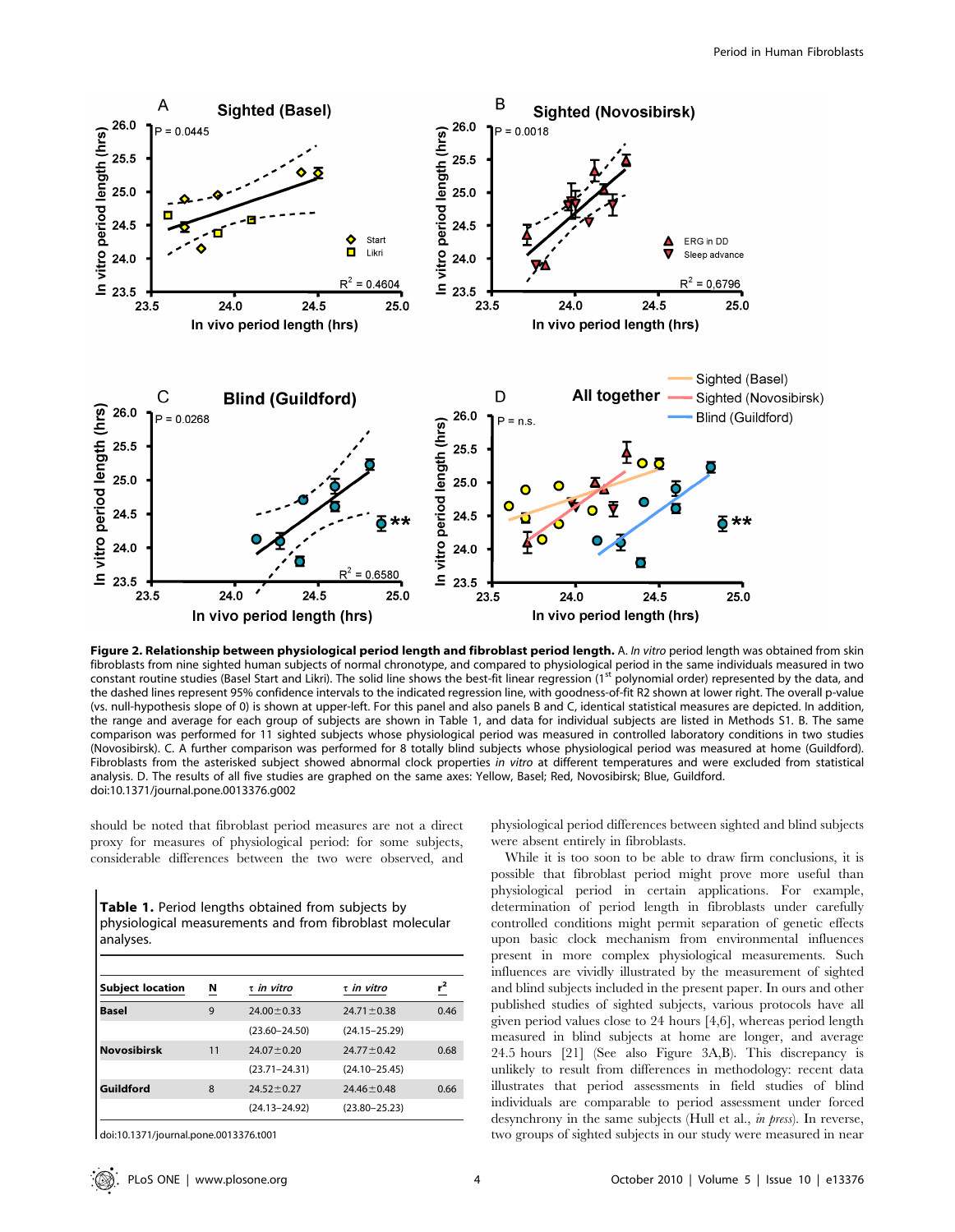**Figure 2. Relationship between physiological period length and fibroblast period length.** A. *In vitro* period length was obtained from skin fibroblasts from nine sighted human subjects of normal chronotype, and compared to physiological period in the same individuals measured in two constant routine studies (Basel Start and Likri). The solid line shows the best-fit linear regression (1st polynomial order) represented by the data, and the dashed lines represent 95% confidence intervals to the indicated regression line, with goodness-of-fit R2 shown at lower right. The overall p-value (vs. null-hypothesis slope of 0) is shown at upper-left. For this panel and also panels B and C, identical statistical measures are depicted. In addition, the range and average for each group of subjects are shown in Table 1, and data for individual subjects are listed in Methods S1. B. The same comparison was performed for 11 sighted subjects whose physiological period was measured in controlled laboratory conditions in two studies (Novosibirsk). C. A further comparison was performed for 8 totally blind subjects whose physiological period was measured at home (Guildford). Fibroblasts from the asterisked subject showed abnormal clock properties *in vitro* at different temperatures and were excluded from statistical analysis. D. The results of all five studies are graphed on the same axes: Yellow, Basel; Red, Novosibirsk; Blue, Guildford.
doi:10.1371/journal.pone.0013376.g002

should be noted that fibroblast period measures are not a direct proxy for measures of physiological period: for some subjects, considerable differences between the two were observed, and physiological period differences between sighted and blind subjects were absent entirely in fibroblasts.

While it is too soon to be able to draw firm conclusions, it is possible that fibroblast period might prove more useful than physiological period in certain applications. For example, determination of period length in fibroblasts under carefully controlled conditions might permit separation of genetic effects upon basic clock mechanism from environmental influences present in more complex physiological measurements. Such influences are vividly illustrated by the measurement of sighted and blind subjects included in the present paper. In ours and other published studies of sighted subjects, various protocols have all given period values close to 24 hours [4,6], whereas period length measured in blind subjects at home are longer, and average 24.5 hours [21] (See also Figure 3A,B). This discrepancy is unlikely to result from differences in methodology: recent data illustrates that period assessments in field studies of blind individuals are comparable to period assessment under forced desynchrony in the same subjects (Hull et al., *in press*). In reverse, two groups of sighted subjects in our study were measured in near

**Table 1.** Period lengths obtained from subjects by physiological measurements and from fibroblast molecular analyses.

| Subject location | N | τ *in vitro* | τ *in vitro* | $r^2$ |
|---|---|---|---|---|
| **Basel** | 9 | 24.00±0.33 | 24.71±0.38 | 0.46 |
| | | (23.60–24.50) | (24.15–25.29) | |
| **Novosibirsk** | 11 | 24.07±0.20 | 24.77±0.42 | 0.68 |
| | | (23.71–24.31) | (24.10–25.45) | |
| **Guildford** | 8 | 24.52±0.27 | 24.46±0.48 | 0.66 |
| | | (24.13–24.92) | (23.80–25.23) | |

doi:10.1371/journal.pone.0013376.t001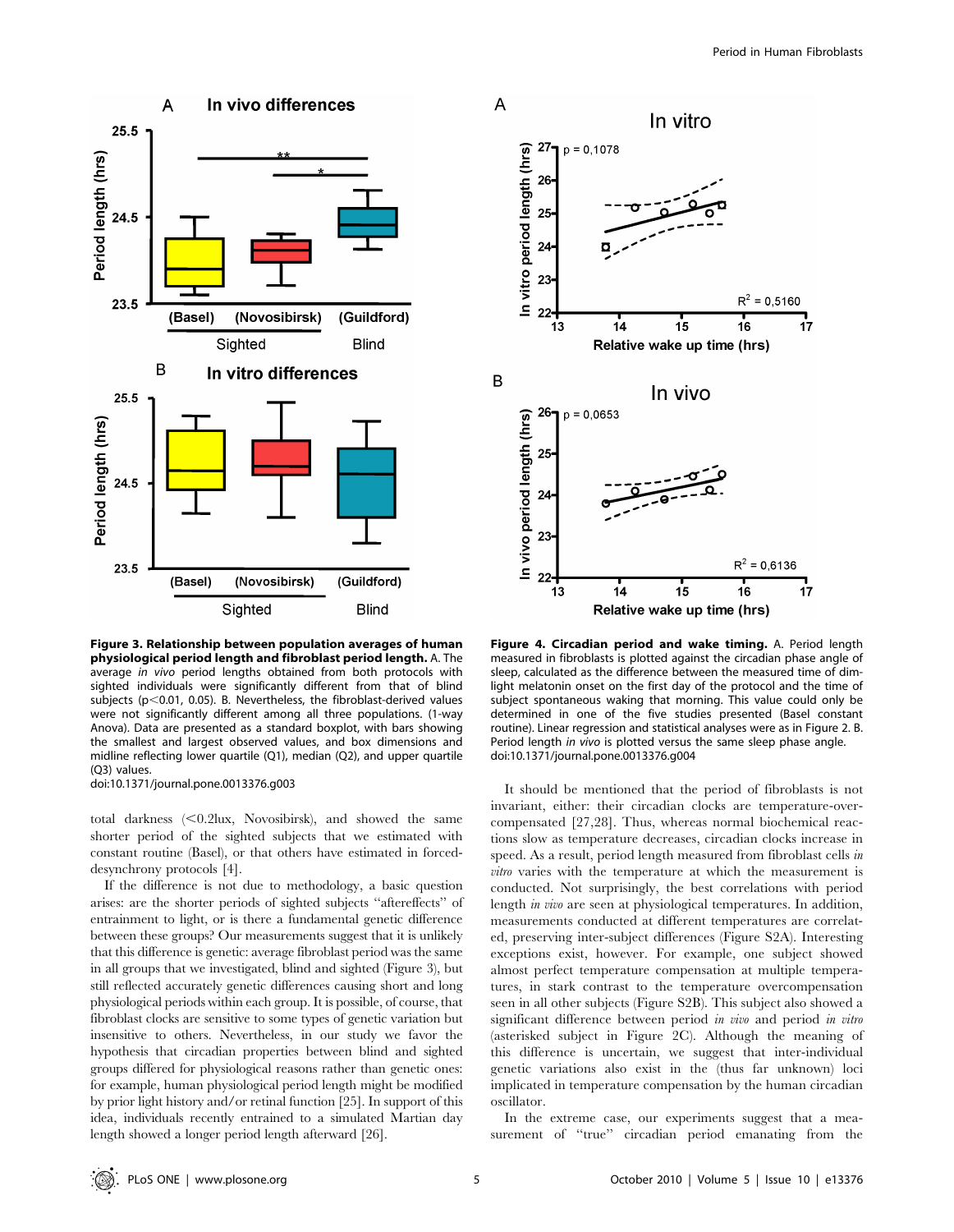**Figure 3. Relationship between population averages of human physiological period length and fibroblast period length.** A. The average *in vivo* period lengths obtained from both protocols with sighted individuals were significantly different from that of blind subjects ($p<0.01$, 0.05). B. Nevertheless, the fibroblast-derived values were not significantly different among all three populations. (1-way Anova). Data are presented as a standard boxplot, with bars showing the smallest and largest observed values, and box dimensions and midline reflecting lower quartile (Q1), median (Q2), and upper quartile (Q3) values.
doi:10.1371/journal.pone.0013376.g003

total darkness (<0.2lux, Novosibirsk), and showed the same shorter period of the sighted subjects that we estimated with constant routine (Basel), or that others have estimated in forced-desynchrony protocols [4].

If the difference is not due to methodology, a basic question arises: are the shorter periods of sighted subjects "aftereffects" of entrainment to light, or is there a fundamental genetic difference between these groups? Our measurements suggest that it is unlikely that this difference is genetic: average fibroblast period was the same in all groups that we investigated, blind and sighted (Figure 3), but still reflected accurately genetic differences causing short and long physiological periods within each group. It is possible, of course, that fibroblast clocks are sensitive to some types of genetic variation but insensitive to others. Nevertheless, in our study we favor the hypothesis that circadian properties between blind and sighted groups differed for physiological reasons rather than genetic ones: for example, human physiological period length might be modified by prior light history and/or retinal function [25]. In support of this idea, individuals recently entrained to a simulated Martian day length showed a longer period length afterward [26].

**Figure 4. Circadian period and wake timing.** A. Period length measured in fibroblasts is plotted against the circadian phase angle of sleep, calculated as the difference between the measured time of dim-light melatonin onset on the first day of the protocol and the time of subject spontaneous waking that morning. This value could only be determined in one of the five studies presented (Basel constant routine). Linear regression and statistical analyses were as in Figure 2. B. Period length *in vivo* is plotted versus the same sleep phase angle.
doi:10.1371/journal.pone.0013376.g004

It should be mentioned that the period of fibroblasts is not invariant, either: their circadian clocks are temperature-overcompensated [27,28]. Thus, whereas normal biochemical reactions slow as temperature decreases, circadian clocks increase in speed. As a result, period length measured from fibroblast cells *in vitro* varies with the temperature at which the measurement is conducted. Not surprisingly, the best correlations with period length *in vivo* are seen at physiological temperatures. In addition, measurements conducted at different temperatures are correlated, preserving inter-subject differences (Figure S2A). Interesting exceptions exist, however. For example, one subject showed almost perfect temperature compensation at multiple temperatures, in stark contrast to the temperature overcompensation seen in all other subjects (Figure S2B). This subject also showed a significant difference between period *in vivo* and period *in vitro* (asterisked subject in Figure 2C). Although the meaning of this difference is uncertain, we suggest that inter-individual genetic variations also exist in the (thus far unknown) loci implicated in temperature compensation by the human circadian oscillator.

In the extreme case, our experiments suggest that a measurement of "true" circadian period emanating from the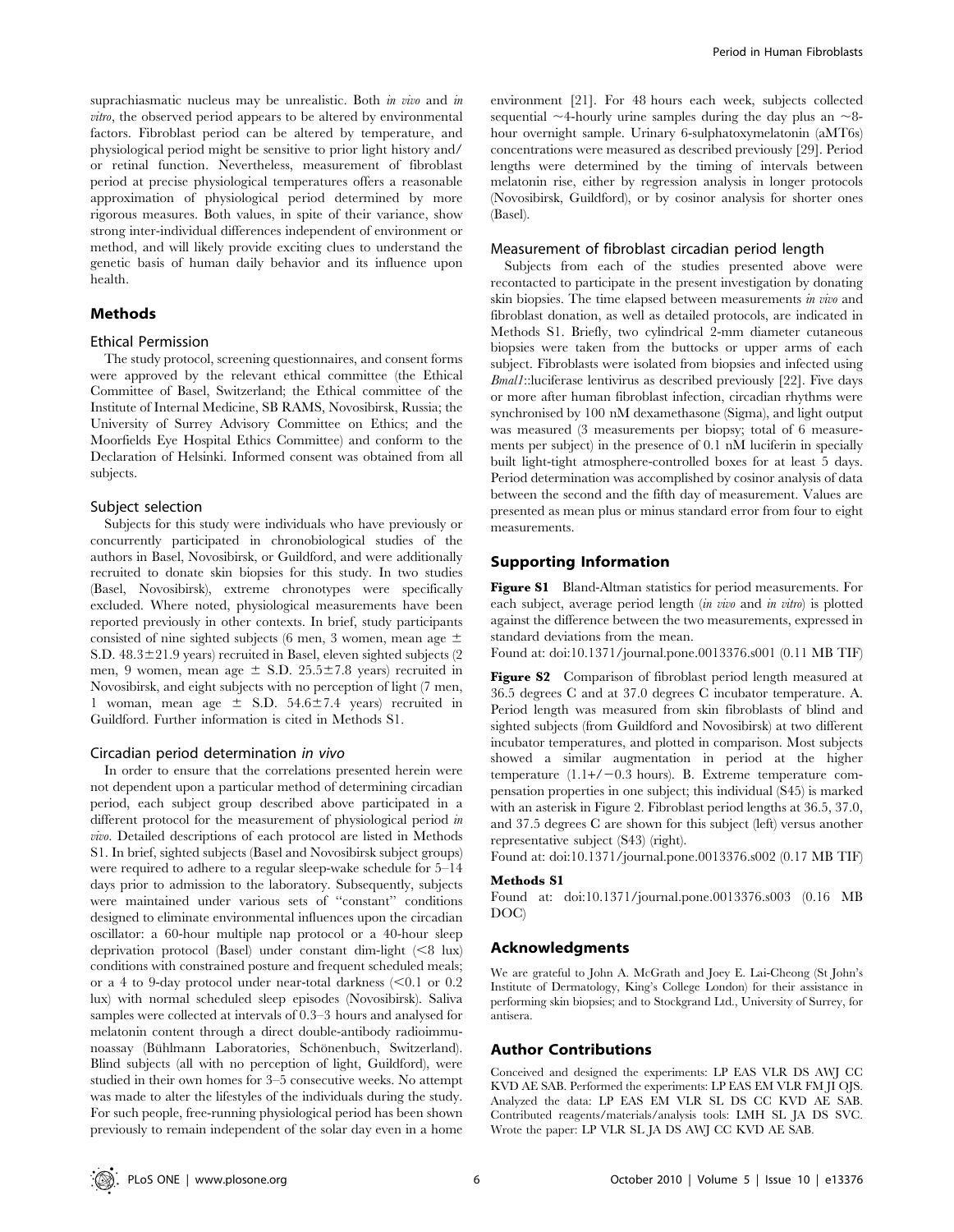suprachiasmatic nucleus may be unrealistic. Both *in vivo* and *in vitro*, the observed period appears to be altered by environmental factors. Fibroblast period can be altered by temperature, and physiological period might be sensitive to prior light history and/or retinal function. Nevertheless, measurement of fibroblast period at precise physiological temperatures offers a reasonable approximation of physiological period determined by more rigorous measures. Both values, in spite of their variance, show strong inter-individual differences independent of environment or method, and will likely provide exciting clues to understand the genetic basis of human daily behavior and its influence upon health.

## Methods

### Ethical Permission

The study protocol, screening questionnaires, and consent forms were approved by the relevant ethical committee (the Ethical Committee of Basel, Switzerland; the Ethical committee of the Institute of Internal Medicine, SB RAMS, Novosibirsk, Russia; the University of Surrey Advisory Committee on Ethics; and the Moorfields Eye Hospital Ethics Committee) and conform to the Declaration of Helsinki. Informed consent was obtained from all subjects.

### Subject selection

Subjects for this study were individuals who have previously or concurrently participated in chronobiological studies of the authors in Basel, Novosibirsk, or Guildford, and were additionally recruited to donate skin biopsies for this study. In two studies (Basel, Novosibirsk), extreme chronotypes were specifically excluded. Where noted, physiological measurements have been reported previously in other contexts. In brief, study participants consisted of nine sighted subjects (6 men, 3 women, mean age $\pm$ S.D. $48.3 \pm 21.9$ years) recruited in Basel, eleven sighted subjects (2 men, 9 women, mean age $\pm$ S.D. $25.5 \pm 7.8$ years) recruited in Novosibirsk, and eight subjects with no perception of light (7 men, 1 woman, mean age $\pm$ S.D. $54.6 \pm 7.4$ years) recruited in Guildford. Further information is cited in Methods S1.

### Circadian period determination *in vivo*

In order to ensure that the correlations presented herein were not dependent upon a particular method of determining circadian period, each subject group described above participated in a different protocol for the measurement of physiological period *in vivo*. Detailed descriptions of each protocol are listed in Methods S1. In brief, sighted subjects (Basel and Novosibirsk subject groups) were required to adhere to a regular sleep-wake schedule for 5–14 days prior to admission to the laboratory. Subsequently, subjects were maintained under various sets of "constant" conditions designed to eliminate environmental influences upon the circadian oscillator: a 60-hour multiple nap protocol or a 40-hour sleep deprivation protocol (Basel) under constant dim-light (<8 lux) conditions with constrained posture and frequent scheduled meals; or a 4 to 9-day protocol under near-total darkness (<0.1 or 0.2 lux) with normal scheduled sleep episodes (Novosibirsk). Saliva samples were collected at intervals of 0.3–3 hours and analysed for melatonin content through a direct double-antibody radioimmunoassay (Bühlmann Laboratories, Schönenbuch, Switzerland). Blind subjects (all with no perception of light, Guildford), were studied in their own homes for 3–5 consecutive weeks. No attempt was made to alter the lifestyles of the individuals during the study. For such people, free-running physiological period has been shown previously to remain independent of the solar day even in a home environment [21]. For 48 hours each week, subjects collected sequential ~4-hourly urine samples during the day plus an ~8-hour overnight sample. Urinary 6-sulphatoxymelatonin (aMT6s) concentrations were measured as described previously [29]. Period lengths were determined by the timing of intervals between melatonin rise, either by regression analysis in longer protocols (Novosibirsk, Guildford), or by cosinor analysis for shorter ones (Basel).

### Measurement of fibroblast circadian period length

Subjects from each of the studies presented above were recontacted to participate in the present investigation by donating skin biopsies. The time elapsed between measurements *in vivo* and fibroblast donation, as well as detailed protocols, are indicated in Methods S1. Briefly, two cylindrical 2-mm diameter cutaneous biopsies were taken from the buttocks or upper arms of each subject. Fibroblasts were isolated from biopsies and infected using *Bmal1*::luciferase lentivirus as described previously [22]. Five days or more after human fibroblast infection, circadian rhythms were synchronised by 100 nM dexamethasone (Sigma), and light output was measured (3 measurements per biopsy; total of 6 measurements per subject) in the presence of 0.1 nM luciferin in specially built light-tight atmosphere-controlled boxes for at least 5 days. Period determination was accomplished by cosinor analysis of data between the second and the fifth day of measurement. Values are presented as mean plus or minus standard error from four to eight measurements.

## Supporting Information

**Figure S1** Bland-Altman statistics for period measurements. For each subject, average period length (*in vivo* and *in vitro*) is plotted against the difference between the two measurements, expressed in standard deviations from the mean.

Found at: doi:10.1371/journal.pone.0013376.s001 (0.11 MB TIF)

**Figure S2** Comparison of fibroblast period length measured at 36.5 degrees C and at 37.0 degrees C incubator temperature. A. Period length was measured from skin fibroblasts of blind and sighted subjects (from Guildford and Novosibirsk) at two different incubator temperatures, and plotted in comparison. Most subjects showed a similar augmentation in period at the higher temperature (1.1+/−0.3 hours). B. Extreme temperature compensation properties in one subject; this individual (S45) is marked with an asterisk in Figure 2. Fibroblast period lengths at 36.5, 37.0, and 37.5 degrees C are shown for this subject (left) versus another representative subject (S43) (right).

Found at: doi:10.1371/journal.pone.0013376.s002 (0.17 MB TIF)

**Methods S1**

Found at: doi:10.1371/journal.pone.0013376.s003 (0.16 MB DOC)

## Acknowledgments

We are grateful to John A. McGrath and Joey E. Lai-Cheong (St John's Institute of Dermatology, King's College London) for their assistance in performing skin biopsies; and to Stockgrand Ltd., University of Surrey, for antisera.

## Author Contributions

Conceived and designed the experiments: LP EAS VLR DS AWJ CC KVD AE SAB. Performed the experiments: LP EAS EM VLR FM JI OJS. Analyzed the data: LP EAS EM VLR SL DS CC KVD AE SAB. Contributed reagents/materials/analysis tools: LMH SL JA DS SVC. Wrote the paper: LP VLR SL JA DS AWJ CC KVD AE SAB.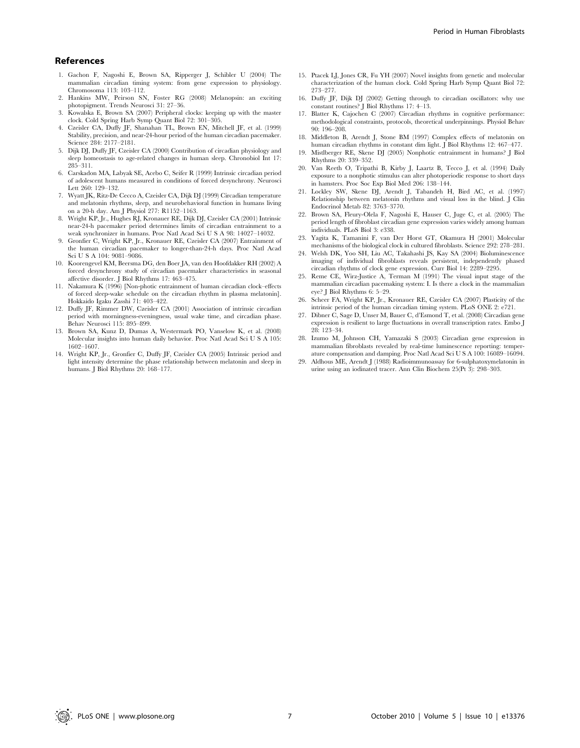## References

1. Gachon F, Nagoshi E, Brown SA, Ripperger J, Schibler U (2004) The mammalian circadian timing system: from gene expression to physiology. Chromosoma 113: 103–112.
2. Hankins MW, Peirson SN, Foster RG (2008) Melanopsin: an exciting photopigment. Trends Neurosci 31: 27–36.
3. Kowalska E, Brown SA (2007) Peripheral clocks: keeping up with the master clock. Cold Spring Harb Symp Quant Biol 72: 301–305.
4. Czeisler CA, Duffy JF, Shanahan TL, Brown EN, Mitchell JF, et al. (1999) Stability, precision, and near-24-hour period of the human circadian pacemaker. Science 284: 2177–2181.
5. Dijk DJ, Duffy JF, Czeisler CA (2000) Contribution of circadian physiology and sleep homeostasis to age-related changes in human sleep. Chronobiol Int 17: 285–311.
6. Carskadon MA, Labyak SE, Acebo C, Seifer R (1999) Intrinsic circadian period of adolescent humans measured in conditions of forced desynchrony. Neurosci Lett 260: 129–132.
7. Wyatt JK, Ritz-De Cecco A, Czeisler CA, Dijk DJ (1999) Circadian temperature and melatonin rhythms, sleep, and neurobehavioral function in humans living on a 20-h day. Am J Physiol 277: R1152–1163.
8. Wright KP, Jr., Hughes RJ, Kronauer RE, Dijk DJ, Czeisler CA (2001) Intrinsic near-24-h pacemaker period determines limits of circadian entrainment to a weak synchronizer in humans. Proc Natl Acad Sci U S A 98: 14027–14032.
9. Gronfier C, Wright KP, Jr., Kronauer RE, Czeisler CA (2007) Entrainment of the human circadian pacemaker to longer-than-24-h days. Proc Natl Acad Sci U S A 104: 9081–9086.
10. Koorengevel KM, Beersma DG, den Boer JA, van den Hoofdakker RH (2002) A forced desynchrony study of circadian pacemaker characteristics in seasonal affective disorder. J Biol Rhythms 17: 463–475.
11. Nakamura K (1996) [Non-photic entrainment of human circadian clock–effects of forced sleep-wake schedule on the circadian rhythm in plasma melatonin]. Hokkaido Igaku Zasshi 71: 403–422.
12. Duffy JF, Rimmer DW, Czeisler CA (2001) Association of intrinsic circadian period with morningness-eveningness, usual wake time, and circadian phase. Behav Neurosci 115: 895–899.
13. Brown SA, Kunz D, Dumas A, Westermark PO, Vanselow K, et al. (2008) Molecular insights into human daily behavior. Proc Natl Acad Sci U S A 105: 1602–1607.
14. Wright KP, Jr., Gronfier C, Duffy JF, Czeisler CA (2005) Intrinsic period and light intensity determine the phase relationship between melatonin and sleep in humans. J Biol Rhythms 20: 168–177.
15. Ptacek LJ, Jones CR, Fu YH (2007) Novel insights from genetic and molecular characterization of the human clock. Cold Spring Harb Symp Quant Biol 72: 273–277.
16. Duffy JF, Dijk DJ (2002) Getting through to circadian oscillators: why use constant routines? J Biol Rhythms 17: 4–13.
17. Blatter K, Cajochen C (2007) Circadian rhythms in cognitive performance: methodological constraints, protocols, theoretical underpinnings. Physiol Behav 90: 196–208.
18. Middleton B, Arendt J, Stone BM (1997) Complex effects of melatonin on human circadian rhythms in constant dim light. J Biol Rhythms 12: 467–477.
19. Mistlberger RE, Skene DJ (2005) Nonphotic entrainment in humans? J Biol Rhythms 20: 339–352.
20. Van Reeth O, Tripathi B, Kirby J, Laartz B, Tecco J, et al. (1994) Daily exposure to a nonphotic stimulus can alter photoperiodic response to short days in hamsters. Proc Soc Exp Biol Med 206: 138–144.
21. Lockley SW, Skene DJ, Arendt J, Tabandeh H, Bird AC, et al. (1997) Relationship between melatonin rhythms and visual loss in the blind. J Clin Endocrinol Metab 82: 3763–3770.
22. Brown SA, Fleury-Olela F, Nagoshi E, Hauser C, Juge C, et al. (2005) The period length of fibroblast circadian gene expression varies widely among human individuals. PLoS Biol 3: e338.
23. Yagita K, Tamanini F, van Der Horst GT, Okamura H (2001) Molecular mechanisms of the biological clock in cultured fibroblasts. Science 292: 278–281.
24. Welsh DK, Yoo SH, Liu AC, Takahashi JS, Kay SA (2004) Bioluminescence imaging of individual fibroblasts reveals persistent, independently phased circadian rhythms of clock gene expression. Curr Biol 14: 2289–2295.
25. Reme CE, Wirz-Justice A, Terman M (1991) The visual input stage of the mammalian circadian pacemaking system: I. Is there a clock in the mammalian eye? J Biol Rhythms 6: 5–29.
26. Scheer FA, Wright KP, Jr., Kronauer RE, Czeisler CA (2007) Plasticity of the intrinsic period of the human circadian timing system. PLoS ONE 2: e721.
27. Dibner C, Sage D, Unser M, Bauer C, d'Esmond T, et al. (2008) Circadian gene expression is resilient to large fluctuations in overall transcription rates. Embo J 28: 123–34.
28. Izumo M, Johnson CH, Yamazaki S (2003) Circadian gene expression in mammalian fibroblasts revealed by real-time luminescence reporting: temperature compensation and damping. Proc Natl Acad Sci U S A 100: 16089–16094.
29. Aldhous ME, Arendt J (1988) Radioimmunoassay for 6-sulphatoxymelatonin in urine using an iodinated tracer. Ann Clin Biochem 25(Pt 3): 298–303.